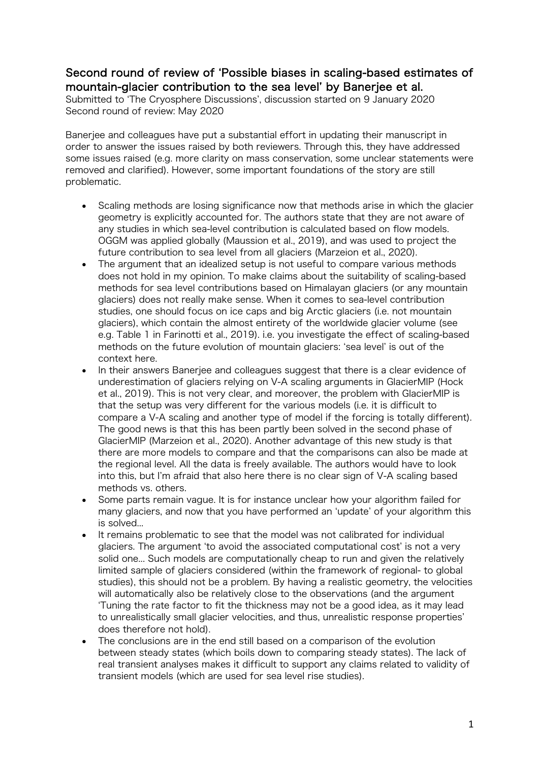## Second round of review of 'Possible biases in scaling-based estimates of mountain-glacier contribution to the sea level' by Banerjee et al.

Submitted to 'The Cryosphere Discussions', discussion started on 9 January 2020
Second round of review: May 2020

Banerjee and colleagues have put a substantial effort in updating their manuscript in order to answer the issues raised by both reviewers. Through this, they have addressed some issues raised (e.g. more clarity on mass conservation, some unclear statements were removed and clarified). However, some important foundations of the story are still problematic.

- Scaling methods are losing significance now that methods arise in which the glacier geometry is explicitly accounted for. The authors state that they are not aware of any studies in which sea-level contribution is calculated based on flow models. OGGM was applied globally (Maussion et al., 2019), and was used to project the future contribution to sea level from all glaciers (Marzeion et al., 2020).
- The argument that an idealized setup is not useful to compare various methods does not hold in my opinion. To make claims about the suitability of scaling-based methods for sea level contributions based on Himalayan glaciers (or any mountain glaciers) does not really make sense. When it comes to sea-level contribution studies, one should focus on ice caps and big Arctic glaciers (i.e. not mountain glaciers), which contain the almost entirety of the worldwide glacier volume (see e.g. Table 1 in Farinotti et al., 2019). i.e. you investigate the effect of scaling-based methods on the future evolution of mountain glaciers: 'sea level' is out of the context here.
- In their answers Banerjee and colleagues suggest that there is a clear evidence of underestimation of glaciers relying on V-A scaling arguments in GlacierMIP (Hock et al., 2019). This is not very clear, and moreover, the problem with GlacierMIP is that the setup was very different for the various models (i.e. it is difficult to compare a V-A scaling and another type of model if the forcing is totally different). The good news is that this has been partly been solved in the second phase of GlacierMIP (Marzeion et al., 2020). Another advantage of this new study is that there are more models to compare and that the comparisons can also be made at the regional level. All the data is freely available. The authors would have to look into this, but I'm afraid that also here there is no clear sign of V-A scaling based methods vs. others.
- Some parts remain vague. It is for instance unclear how your algorithm failed for many glaciers, and now that you have performed an 'update' of your algorithm this is solved…
- It remains problematic to see that the model was not calibrated for individual glaciers. The argument 'to avoid the associated computational cost' is not a very solid one… Such models are computationally cheap to run and given the relatively limited sample of glaciers considered (within the framework of regional- to global studies), this should not be a problem. By having a realistic geometry, the velocities will automatically also be relatively close to the observations (and the argument 'Tuning the rate factor to fit the thickness may not be a good idea, as it may lead to unrealistically small glacier velocities, and thus, unrealistic response properties' does therefore not hold).
- The conclusions are in the end still based on a comparison of the evolution between steady states (which boils down to comparing steady states). The lack of real transient analyses makes it difficult to support any claims related to validity of transient models (which are used for sea level rise studies).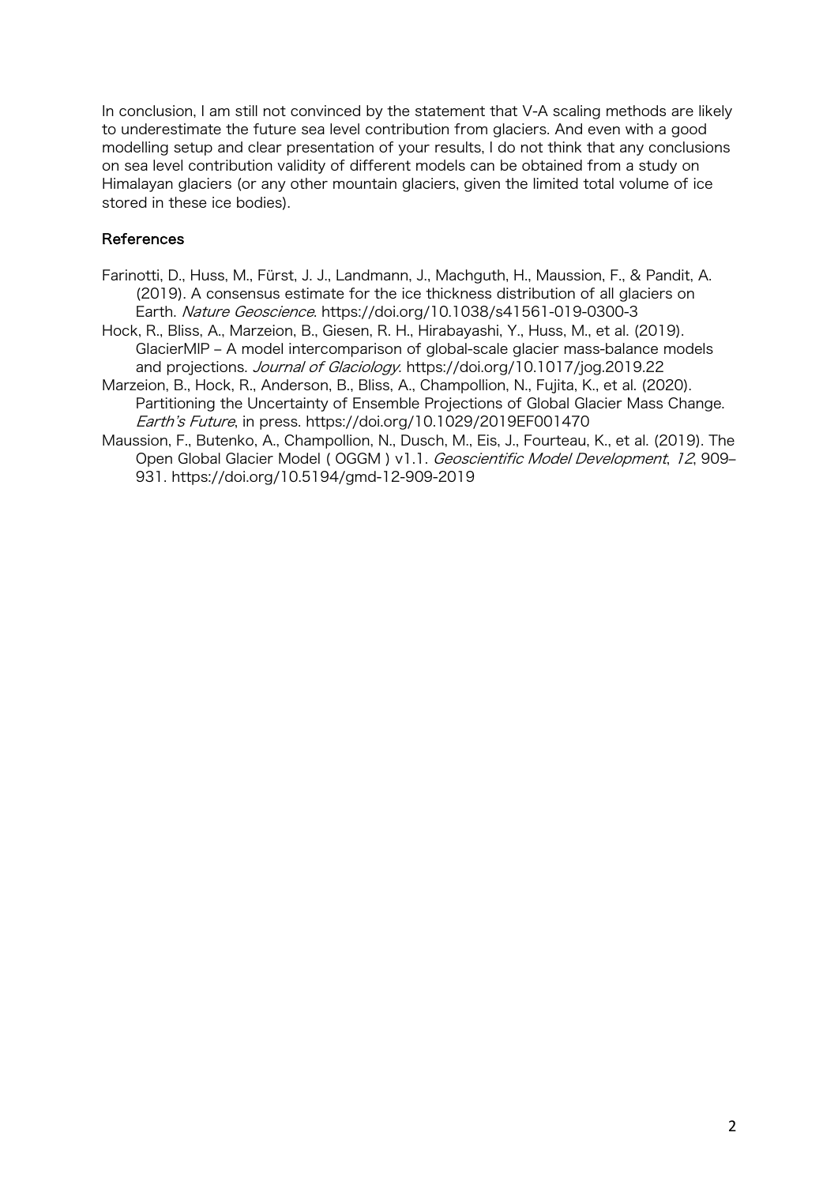In conclusion, I am still not convinced by the statement that V-A scaling methods are likely to underestimate the future sea level contribution from glaciers. And even with a good modelling setup and clear presentation of your results, I do not think that any conclusions on sea level contribution validity of different models can be obtained from a study on Himalayan glaciers (or any other mountain glaciers, given the limited total volume of ice stored in these ice bodies).

## References

Farinotti, D., Huss, M., Fürst, J. J., Landmann, J., Machguth, H., Maussion, F., & Pandit, A. (2019). A consensus estimate for the ice thickness distribution of all glaciers on Earth. *Nature Geoscience*. https://doi.org/10.1038/s41561-019-0300-3

Hock, R., Bliss, A., Marzeion, B., Giesen, R. H., Hirabayashi, Y., Huss, M., et al. (2019). GlacierMIP – A model intercomparison of global-scale glacier mass-balance models and projections. *Journal of Glaciology*. https://doi.org/10.1017/jog.2019.22

Marzeion, B., Hock, R., Anderson, B., Bliss, A., Champollion, N., Fujita, K., et al. (2020). Partitioning the Uncertainty of Ensemble Projections of Global Glacier Mass Change. *Earth's Future*, in press. https://doi.org/10.1029/2019EF001470

Maussion, F., Butenko, A., Champollion, N., Dusch, M., Eis, J., Fourteau, K., et al. (2019). The Open Global Glacier Model ( OGGM ) v1.1. *Geoscientific Model Development*, *12*, 909–931. https://doi.org/10.5194/gmd-12-909-2019